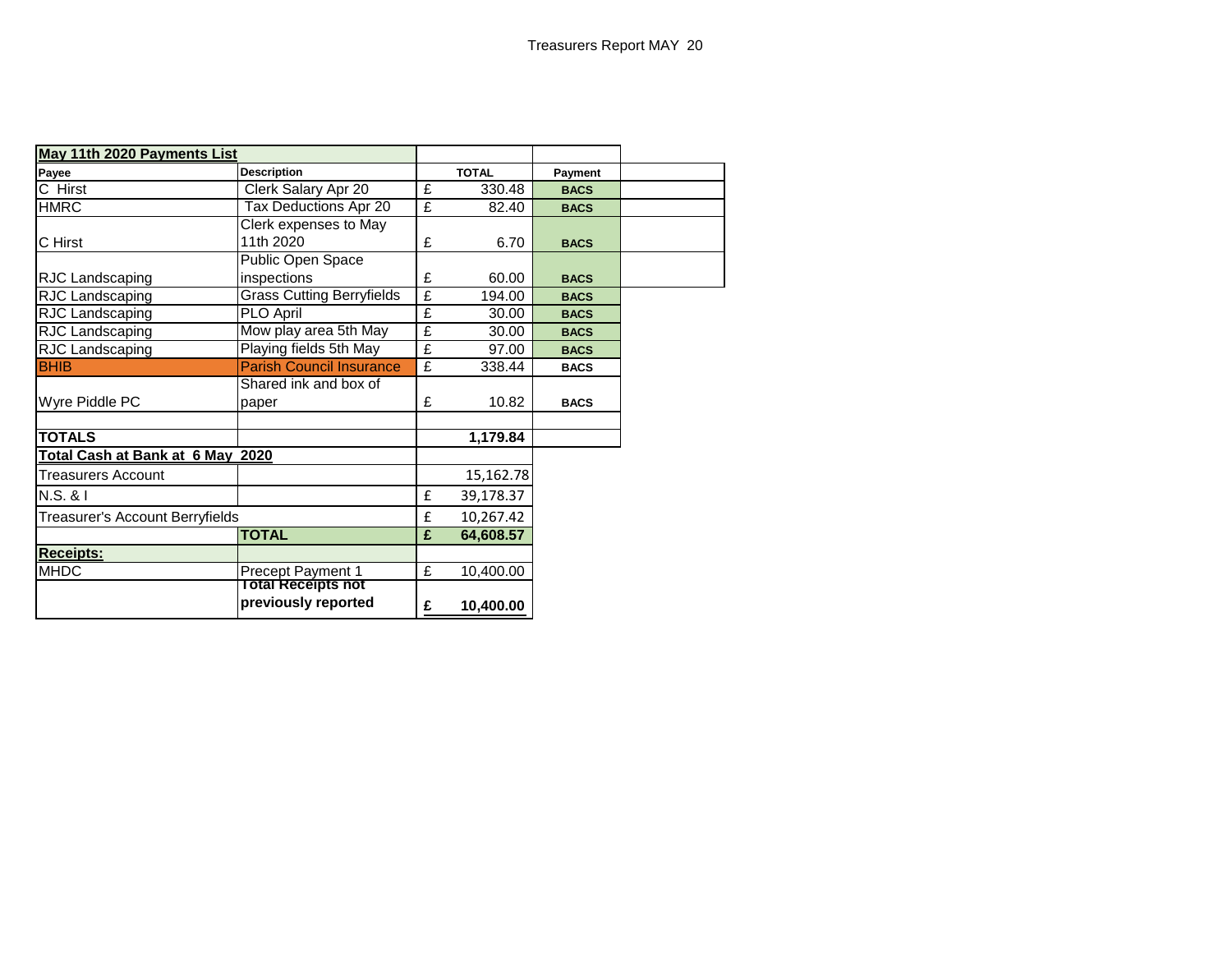Treasurers Report MAY 20

| May 11th 2020 Payments List | | | | |
|---|---|---|---|---|
| **Payee** | **Description** | | **TOTAL** | **Payment** |
| C Hirst | Clerk Salary Apr 20 | £ | 330.48 | **BACS** |
| HMRC | Tax Deductions Apr 20 | £ | 82.40 | **BACS** |
| C Hirst | Clerk expenses to May 11th 2020 | £ | 6.70 | **BACS** |
| RJC Landscaping | Public Open Space inspections | £ | 60.00 | **BACS** |
| RJC Landscaping | Grass Cutting Berryfields | £ | 194.00 | **BACS** |
| RJC Landscaping | PLO April | £ | 30.00 | **BACS** |
| RJC Landscaping | Mow play area 5th May | £ | 30.00 | **BACS** |
| RJC Landscaping | Playing fields 5th May | £ | 97.00 | **BACS** |
| BHIB | Parish Council Insurance | £ | 338.44 | **BACS** |
| Wyre Piddle PC | Shared ink and box of paper | £ | 10.82 | **BACS** |
| | | | | |
| **TOTALS** | | | **1,179.84** | |
| **Total Cash at Bank at 6 May 2020** | | | | |
| Treasurers Account | | | 15,162.78 | |
| N.S. & I | | £ | 39,178.37 | |
| Treasurer's Account Berryfields | | £ | 10,267.42 | |
| | **TOTAL** | **£** | **64,608.57** | |
| **Receipts:** | | | | |
| MHDC | Precept Payment 1 | £ | 10,400.00 | |
| | **Total Receipts not previously reported** | **£** | **10,400.00** | |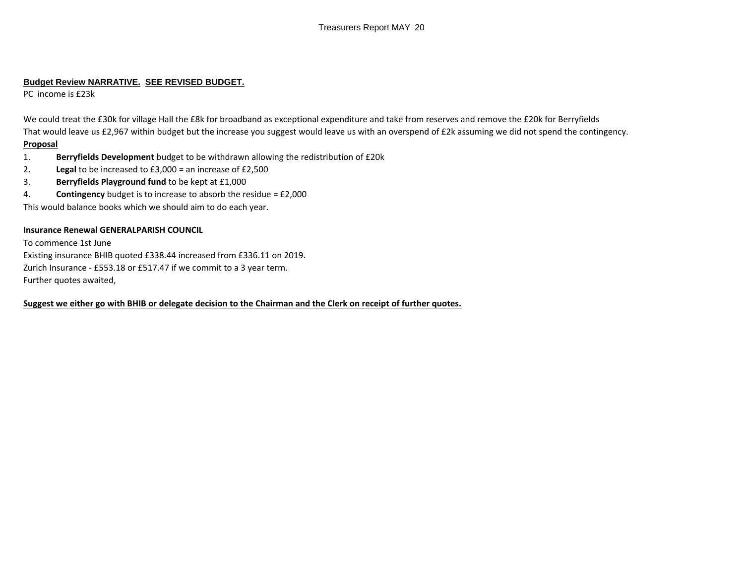Treasurers Report MAY 20

**Budget Review NARRATIVE. SEE REVISED BUDGET.**

PC income is £23k

We could treat the £30k for village Hall the £8k for broadband as exceptional expenditure and take from reserves and remove the £20k for Berryfields
That would leave us £2,967 within budget but the increase you suggest would leave us with an overspend of £2k assuming we did not spend the contingency.

**Proposal**

1. **Berryfields Development** budget to be withdrawn allowing the redistribution of £20k
2. **Legal** to be increased to £3,000 = an increase of £2,500
3. **Berryfields Playground fund** to be kept at £1,000
4. **Contingency** budget is to increase to absorb the residue = £2,000

This would balance books which we should aim to do each year.

**Insurance Renewal GENERALPARISH COUNCIL**

To commence 1st June
Existing insurance BHIB quoted £338.44 increased from £336.11 on 2019.
Zurich Insurance - £553.18 or £517.47 if we commit to a 3 year term.
Further quotes awaited,

**Suggest we either go with BHIB or delegate decision to the Chairman and the Clerk on receipt of further quotes.**